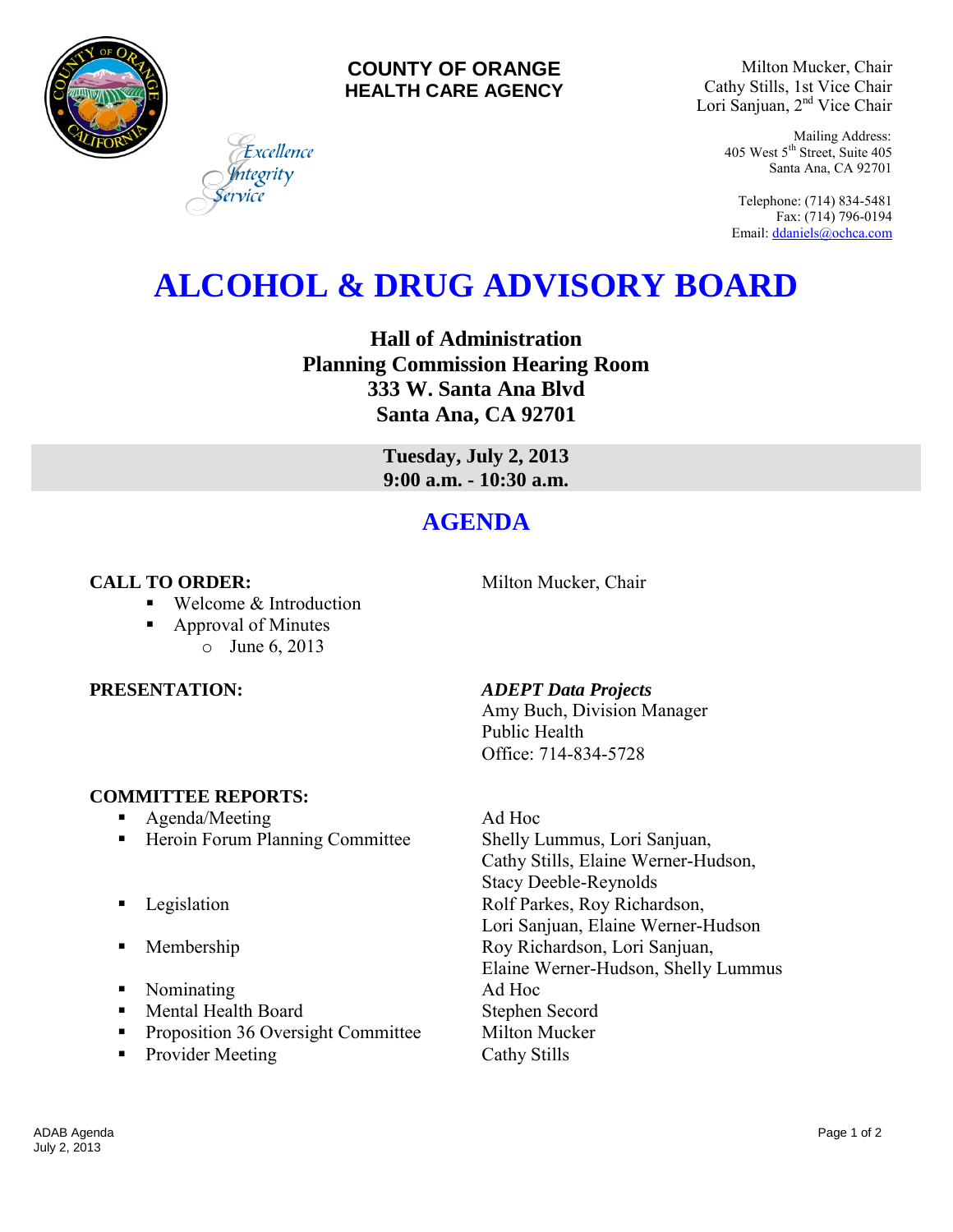**COUNTY OF ORANGE**
**HEALTH CARE AGENCY**

*Excellence*
*Integrity*
*Service*

Milton Mucker, Chair
Cathy Stills, 1st Vice Chair
Lori Sanjuan, 2nd Vice Chair

Mailing Address:
405 West 5th Street, Suite 405
Santa Ana, CA 92701

Telephone: (714) 834-5481
Fax: (714) 796-0194
Email: ddaniels@ochca.com

# ALCOHOL & DRUG ADVISORY BOARD

**Hall of Administration**
**Planning Commission Hearing Room**
**333 W. Santa Ana Blvd**
**Santa Ana, CA 92701**

**Tuesday, July 2, 2013**
**9:00 a.m. - 10:30 a.m.**

## AGENDA

**CALL TO ORDER:** Milton Mucker, Chair

- Welcome & Introduction
- Approval of Minutes
  - June 6, 2013

**PRESENTATION:** *ADEPT Data Projects*
Amy Buch, Division Manager
Public Health
Office: 714-834-5728

**COMMITTEE REPORTS:**

- Agenda/Meeting — Ad Hoc
- Heroin Forum Planning Committee — Shelly Lummus, Lori Sanjuan, Cathy Stills, Elaine Werner-Hudson, Stacy Deeble-Reynolds
- Legislation — Rolf Parkes, Roy Richardson, Lori Sanjuan, Elaine Werner-Hudson
- Membership — Roy Richardson, Lori Sanjuan, Elaine Werner-Hudson, Shelly Lummus
- Nominating — Ad Hoc
- Mental Health Board — Stephen Secord
- Proposition 36 Oversight Committee — Milton Mucker
- Provider Meeting — Cathy Stills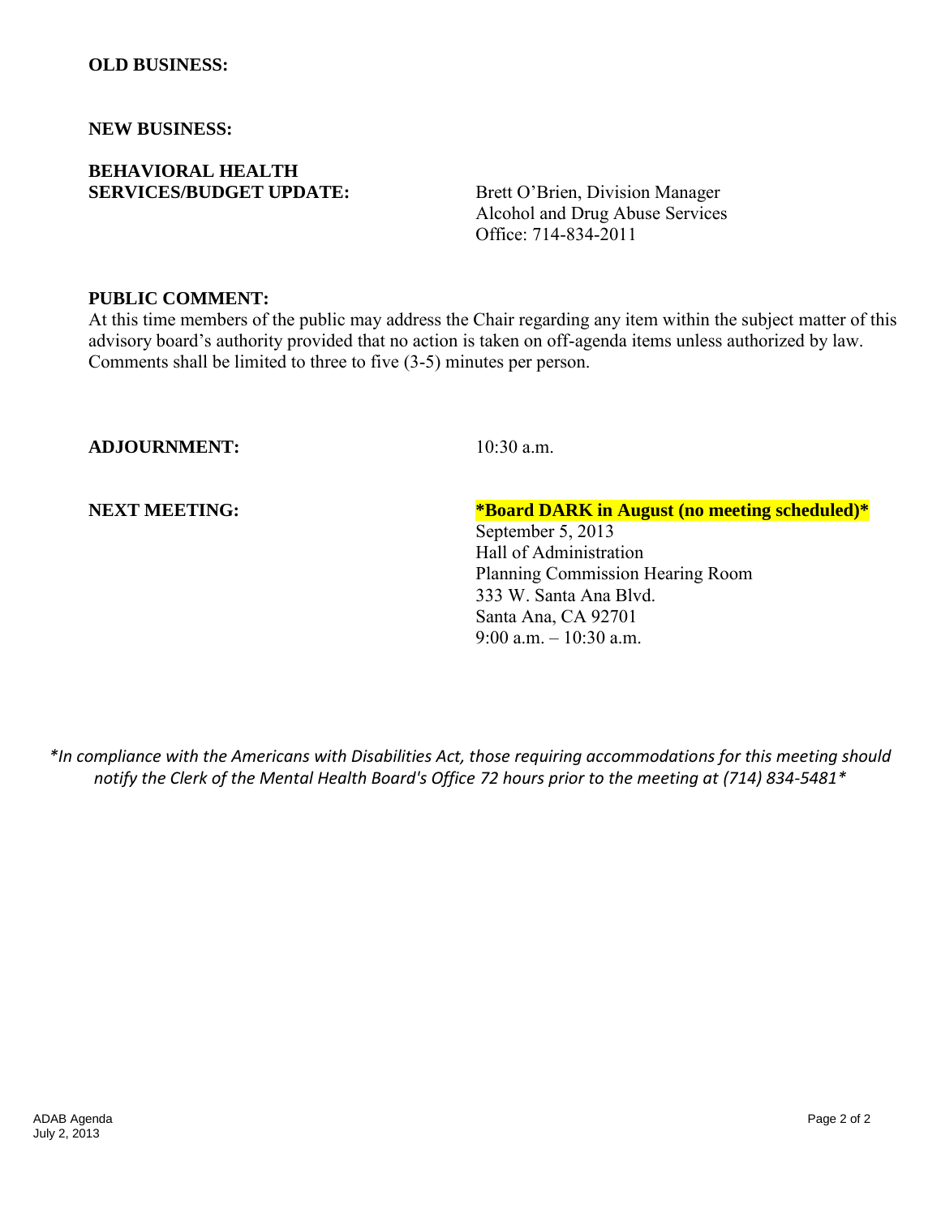**OLD BUSINESS:**

**NEW BUSINESS:**

**BEHAVIORAL HEALTH SERVICES/BUDGET UPDATE:**

Brett O'Brien, Division Manager
Alcohol and Drug Abuse Services
Office: 714-834-2011

**PUBLIC COMMENT:**

At this time members of the public may address the Chair regarding any item within the subject matter of this advisory board's authority provided that no action is taken on off-agenda items unless authorized by law. Comments shall be limited to three to five (3-5) minutes per person.

**ADJOURNMENT:** 10:30 a.m.

**NEXT MEETING:**

**\*Board DARK in August (no meeting scheduled)\***
September 5, 2013
Hall of Administration
Planning Commission Hearing Room
333 W. Santa Ana Blvd.
Santa Ana, CA 92701
9:00 a.m. – 10:30 a.m.

*\*In compliance with the Americans with Disabilities Act, those requiring accommodations for this meeting should notify the Clerk of the Mental Health Board's Office 72 hours prior to the meeting at (714) 834-5481\**

ADAB Agenda
July 2, 2013